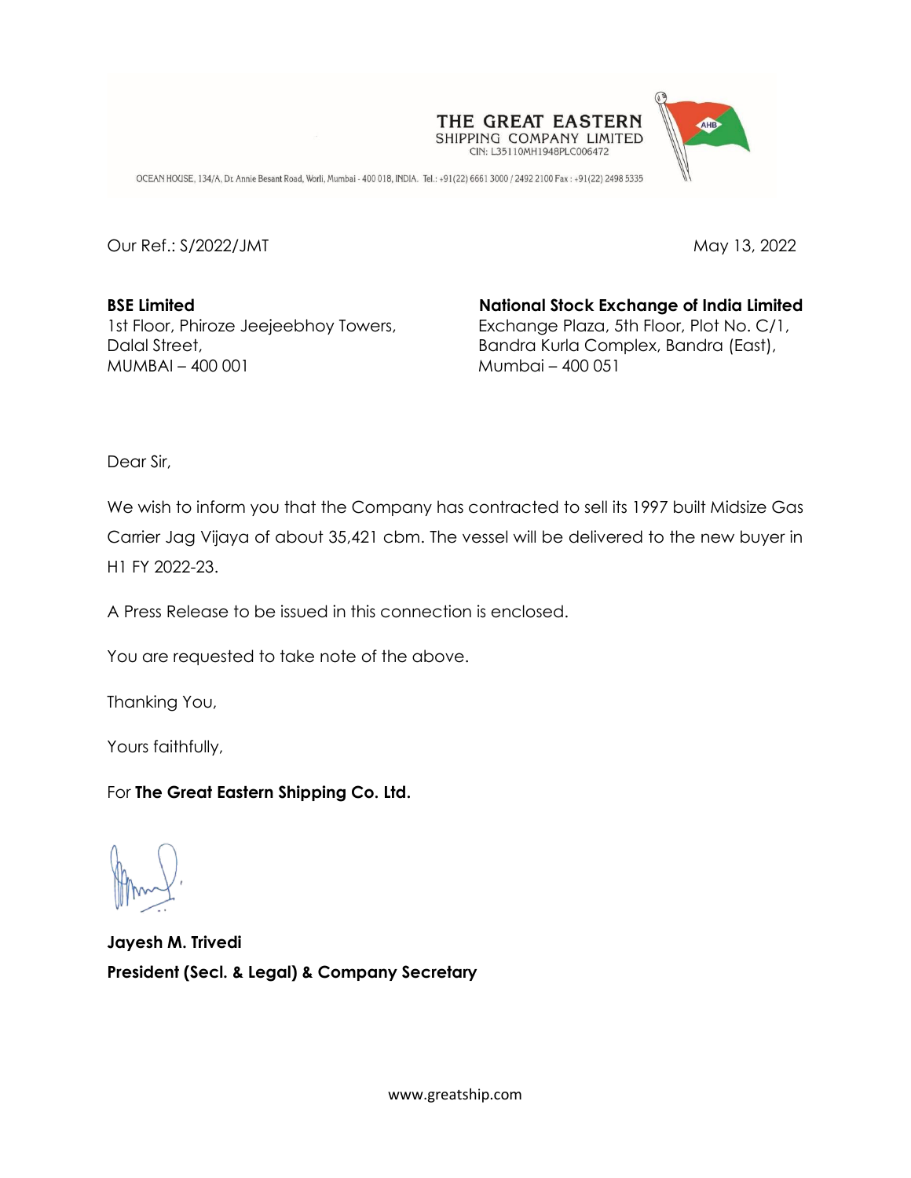**THE GREAT EASTERN SHIPPING COMPANY LIMITED**
CIN: L35110MH1948PLC006472

OCEAN HOUSE, 134/A, Dr. Annie Besant Road, Worli, Mumbai - 400 018, INDIA. Tel.: +91(22) 6661 3000 / 2492 2100 Fax : +91(22) 2498 5335

Our Ref.: S/2022/JMT

May 13, 2022

**BSE Limited**
1st Floor, Phiroze Jeejeebhoy Towers,
Dalal Street,
MUMBAI – 400 001

**National Stock Exchange of India Limited**
Exchange Plaza, 5th Floor, Plot No. C/1,
Bandra Kurla Complex, Bandra (East),
Mumbai – 400 051

Dear Sir,

We wish to inform you that the Company has contracted to sell its 1997 built Midsize Gas Carrier Jag Vijaya of about 35,421 cbm. The vessel will be delivered to the new buyer in H1 FY 2022-23.

A Press Release to be issued in this connection is enclosed.

You are requested to take note of the above.

Thanking You,

Yours faithfully,

For **The Great Eastern Shipping Co. Ltd.**

**Jayesh M. Trivedi**
**President (Secl. & Legal) & Company Secretary**

www.greatship.com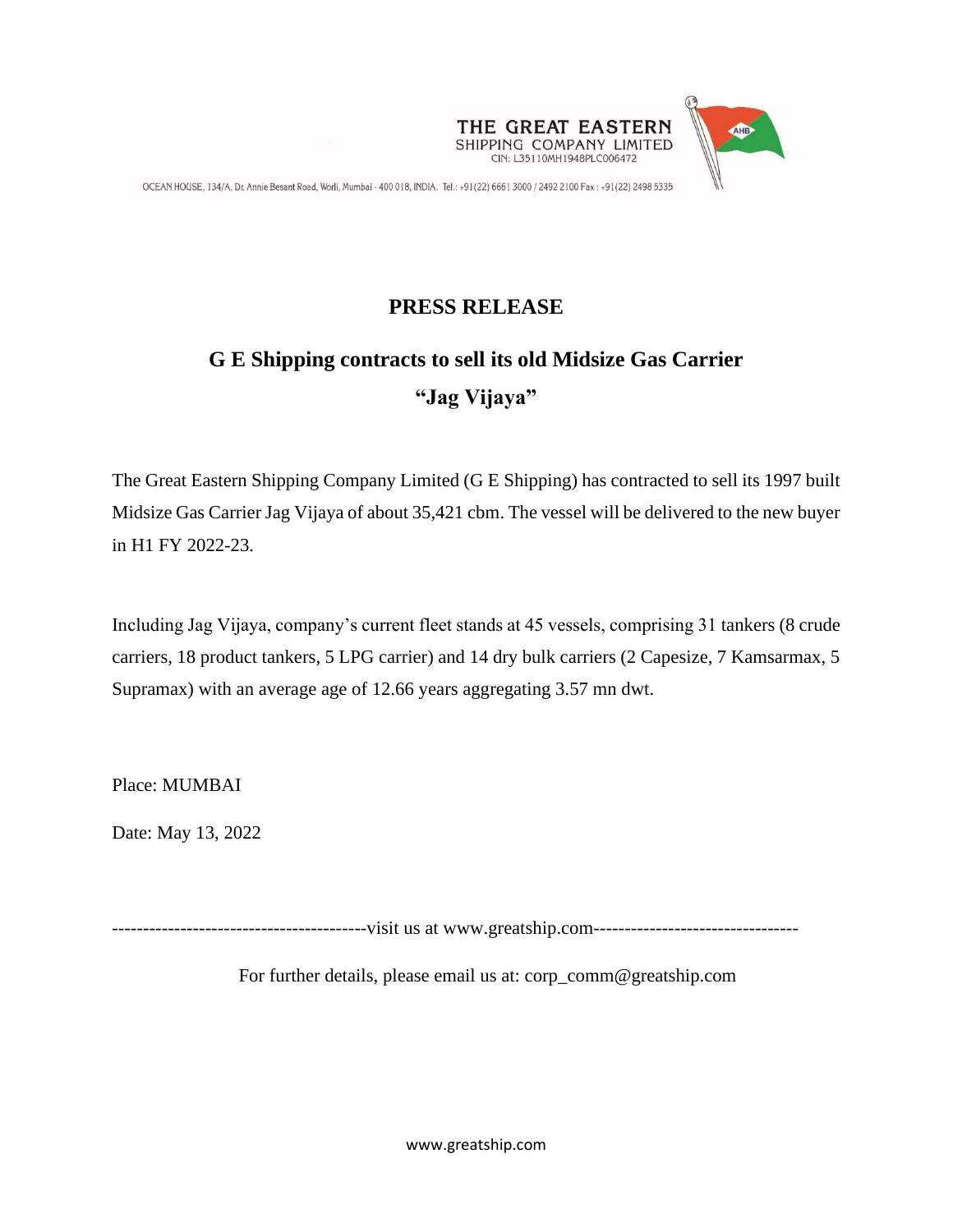THE GREAT EASTERN
SHIPPING COMPANY LIMITED
CIN: L35110MH1948PLC006472

OCEAN HOUSE, 134/A, Dr. Annie Besant Road, Worli, Mumbai - 400 018, INDIA. Tel.: +91(22) 6661 3000 / 2492 2100 Fax : +91(22) 2498 5335

# PRESS RELEASE

## G E Shipping contracts to sell its old Midsize Gas Carrier "Jag Vijaya"

The Great Eastern Shipping Company Limited (G E Shipping) has contracted to sell its 1997 built Midsize Gas Carrier Jag Vijaya of about 35,421 cbm. The vessel will be delivered to the new buyer in H1 FY 2022-23.

Including Jag Vijaya, company's current fleet stands at 45 vessels, comprising 31 tankers (8 crude carriers, 18 product tankers, 5 LPG carrier) and 14 dry bulk carriers (2 Capesize, 7 Kamsarmax, 5 Supramax) with an average age of 12.66 years aggregating 3.57 mn dwt.

Place: MUMBAI

Date: May 13, 2022

----------------------------------------visit us at www.greatship.com---------------------------------

For further details, please email us at: corp_comm@greatship.com